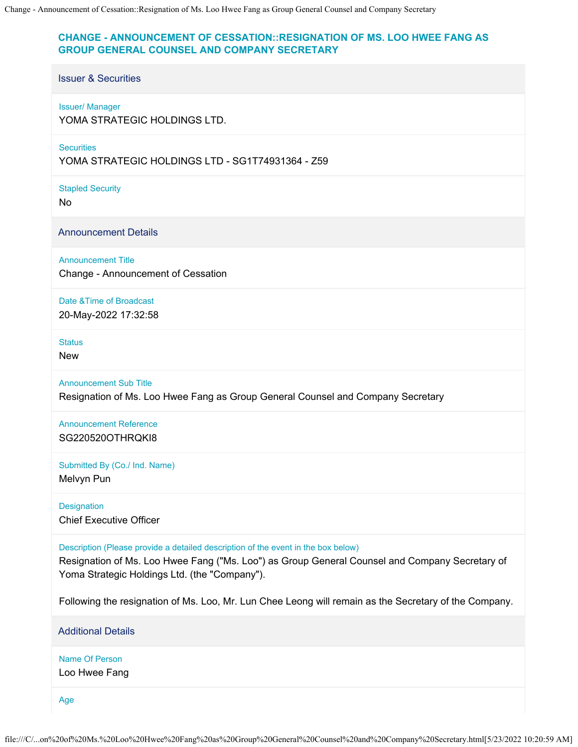# CHANGE - ANNOUNCEMENT OF CESSATION::RESIGNATION OF MS. LOO HWEE FANG AS GROUP GENERAL COUNSEL AND COMPANY SECRETARY

## Issuer & Securities

**Issuer/ Manager**
YOMA STRATEGIC HOLDINGS LTD.

**Securities**
YOMA STRATEGIC HOLDINGS LTD - SG1T74931364 - Z59

**Stapled Security**
No

## Announcement Details

**Announcement Title**
Change - Announcement of Cessation

**Date &Time of Broadcast**
20-May-2022 17:32:58

**Status**
New

**Announcement Sub Title**
Resignation of Ms. Loo Hwee Fang as Group General Counsel and Company Secretary

**Announcement Reference**
SG220520OTHRQKI8

**Submitted By (Co./ Ind. Name)**
Melvyn Pun

**Designation**
Chief Executive Officer

**Description (Please provide a detailed description of the event in the box below)**
Resignation of Ms. Loo Hwee Fang ("Ms. Loo") as Group General Counsel and Company Secretary of Yoma Strategic Holdings Ltd. (the "Company").

Following the resignation of Ms. Loo, Mr. Lun Chee Leong will remain as the Secretary of the Company.

## Additional Details

**Name Of Person**
Loo Hwee Fang

**Age**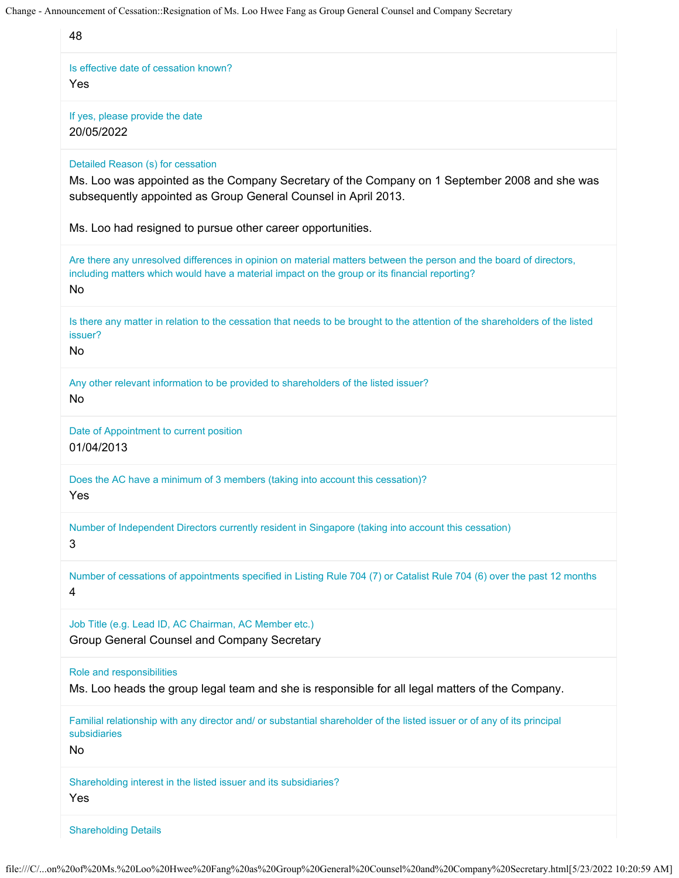48

Is effective date of cessation known?

Yes

If yes, please provide the date

20/05/2022

Detailed Reason (s) for cessation

Ms. Loo was appointed as the Company Secretary of the Company on 1 September 2008 and she was subsequently appointed as Group General Counsel in April 2013.

Ms. Loo had resigned to pursue other career opportunities.

Are there any unresolved differences in opinion on material matters between the person and the board of directors, including matters which would have a material impact on the group or its financial reporting?

No

Is there any matter in relation to the cessation that needs to be brought to the attention of the shareholders of the listed issuer?

No

Any other relevant information to be provided to shareholders of the listed issuer?

No

Date of Appointment to current position

01/04/2013

Does the AC have a minimum of 3 members (taking into account this cessation)?

Yes

Number of Independent Directors currently resident in Singapore (taking into account this cessation)

3

Number of cessations of appointments specified in Listing Rule 704 (7) or Catalist Rule 704 (6) over the past 12 months

4

Job Title (e.g. Lead ID, AC Chairman, AC Member etc.)

Group General Counsel and Company Secretary

Role and responsibilities

Ms. Loo heads the group legal team and she is responsible for all legal matters of the Company.

Familial relationship with any director and/ or substantial shareholder of the listed issuer or of any of its principal subsidiaries

No

Shareholding interest in the listed issuer and its subsidiaries?

Yes

Shareholding Details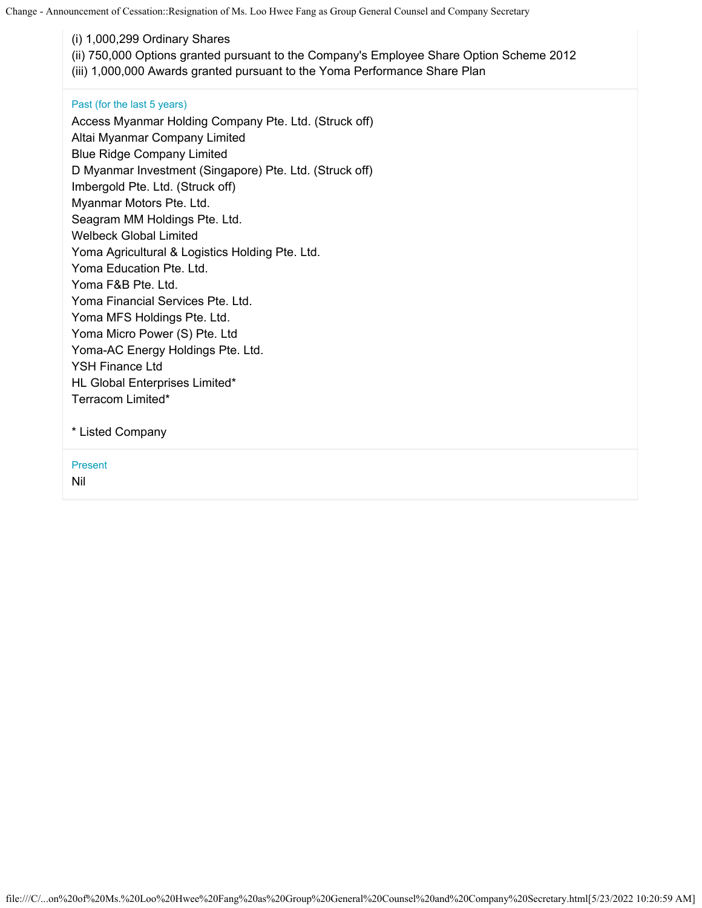(i) 1,000,299 Ordinary Shares
(ii) 750,000 Options granted pursuant to the Company's Employee Share Option Scheme 2012
(iii) 1,000,000 Awards granted pursuant to the Yoma Performance Share Plan

Past (for the last 5 years)

Access Myanmar Holding Company Pte. Ltd. (Struck off)
Altai Myanmar Company Limited
Blue Ridge Company Limited
D Myanmar Investment (Singapore) Pte. Ltd. (Struck off)
Imbergold Pte. Ltd. (Struck off)
Myanmar Motors Pte. Ltd.
Seagram MM Holdings Pte. Ltd.
Welbeck Global Limited
Yoma Agricultural & Logistics Holding Pte. Ltd.
Yoma Education Pte. Ltd.
Yoma F&B Pte. Ltd.
Yoma Financial Services Pte. Ltd.
Yoma MFS Holdings Pte. Ltd.
Yoma Micro Power (S) Pte. Ltd
Yoma-AC Energy Holdings Pte. Ltd.
YSH Finance Ltd
HL Global Enterprises Limited*
Terracom Limited*

* Listed Company

Present

Nil